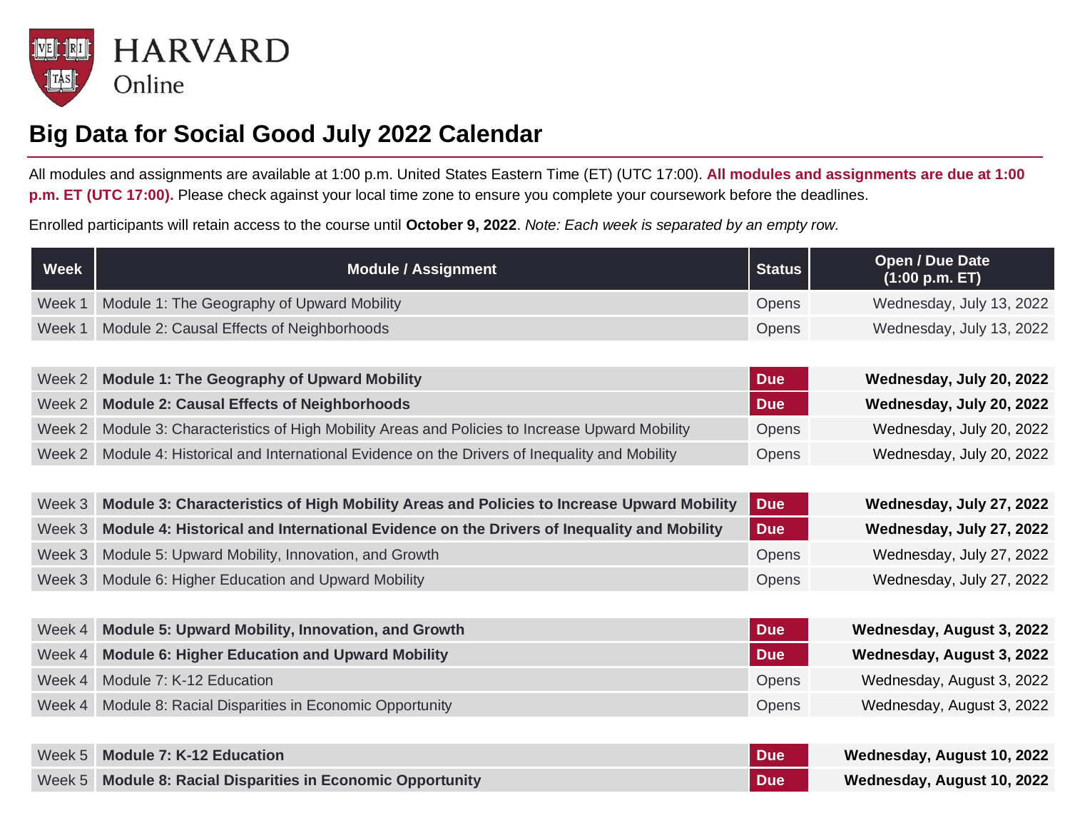HARVARD
Online

# Big Data for Social Good July 2022 Calendar

All modules and assignments are available at 1:00 p.m. United States Eastern Time (ET) (UTC 17:00). **All modules and assignments are due at 1:00 p.m. ET (UTC 17:00).** Please check against your local time zone to ensure you complete your coursework before the deadlines.

Enrolled participants will retain access to the course until **October 9, 2022**. *Note: Each week is separated by an empty row.*

| Week | Module / Assignment | Status | Open / Due Date (1:00 p.m. ET) |
|---|---|---|---|
| Week 1 | Module 1: The Geography of Upward Mobility | Opens | Wednesday, July 13, 2022 |
| Week 1 | Module 2: Causal Effects of Neighborhoods | Opens | Wednesday, July 13, 2022 |
| | | | |
| Week 2 | **Module 1: The Geography of Upward Mobility** | **Due** | **Wednesday, July 20, 2022** |
| Week 2 | **Module 2: Causal Effects of Neighborhoods** | **Due** | **Wednesday, July 20, 2022** |
| Week 2 | Module 3: Characteristics of High Mobility Areas and Policies to Increase Upward Mobility | Opens | Wednesday, July 20, 2022 |
| Week 2 | Module 4: Historical and International Evidence on the Drivers of Inequality and Mobility | Opens | Wednesday, July 20, 2022 |
| | | | |
| Week 3 | **Module 3: Characteristics of High Mobility Areas and Policies to Increase Upward Mobility** | **Due** | **Wednesday, July 27, 2022** |
| Week 3 | **Module 4: Historical and International Evidence on the Drivers of Inequality and Mobility** | **Due** | **Wednesday, July 27, 2022** |
| Week 3 | Module 5: Upward Mobility, Innovation, and Growth | Opens | Wednesday, July 27, 2022 |
| Week 3 | Module 6: Higher Education and Upward Mobility | Opens | Wednesday, July 27, 2022 |
| | | | |
| Week 4 | **Module 5: Upward Mobility, Innovation, and Growth** | **Due** | **Wednesday, August 3, 2022** |
| Week 4 | **Module 6: Higher Education and Upward Mobility** | **Due** | **Wednesday, August 3, 2022** |
| Week 4 | Module 7: K-12 Education | Opens | Wednesday, August 3, 2022 |
| Week 4 | Module 8: Racial Disparities in Economic Opportunity | Opens | Wednesday, August 3, 2022 |
| | | | |
| Week 5 | **Module 7: K-12 Education** | **Due** | **Wednesday, August 10, 2022** |
| Week 5 | **Module 8: Racial Disparities in Economic Opportunity** | **Due** | **Wednesday, August 10, 2022** |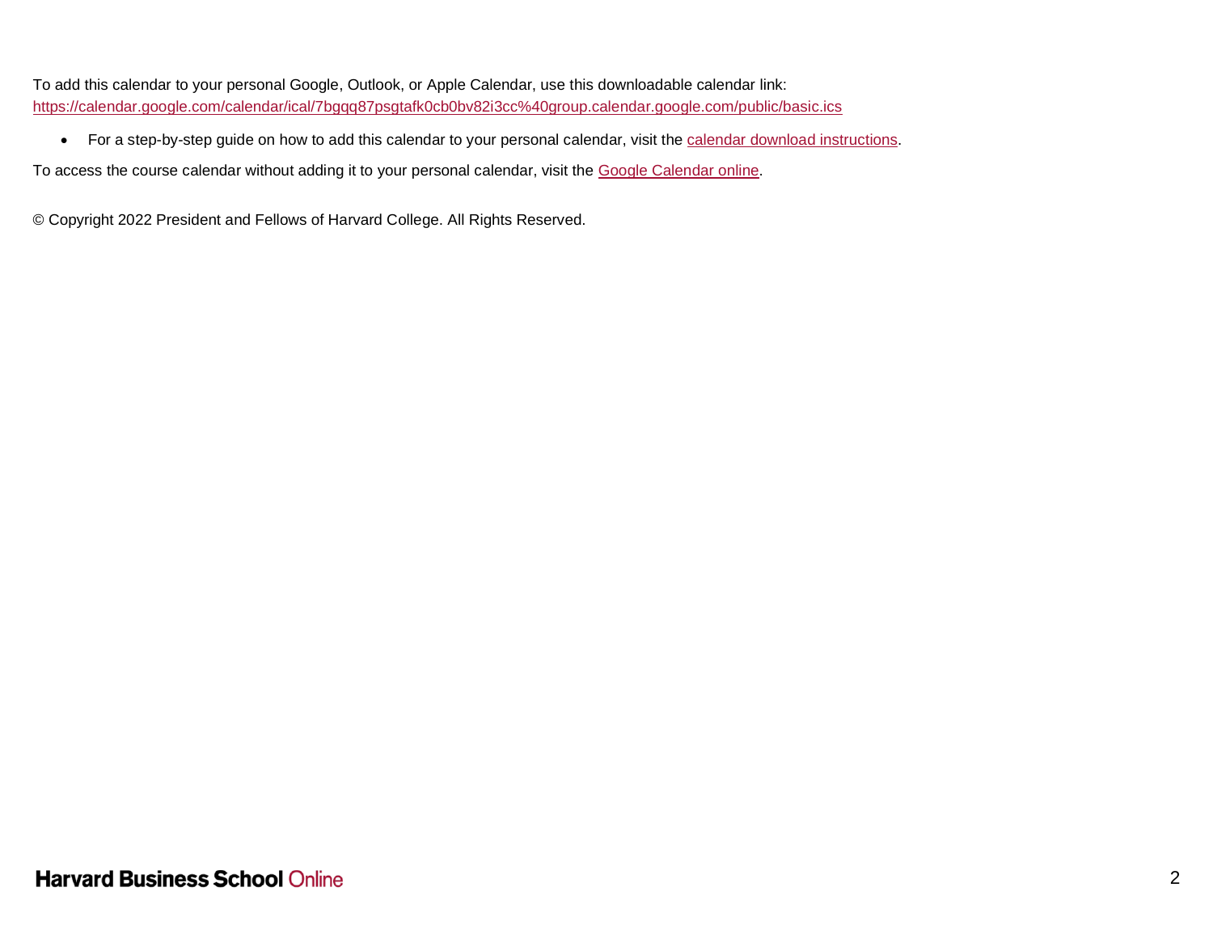To add this calendar to your personal Google, Outlook, or Apple Calendar, use this downloadable calendar link: https://calendar.google.com/calendar/ical/7bgqq87psgtafk0cb0bv82i3cc%40group.calendar.google.com/public/basic.ics

- For a step-by-step guide on how to add this calendar to your personal calendar, visit the calendar download instructions.

To access the course calendar without adding it to your personal calendar, visit the Google Calendar online.

© Copyright 2022 President and Fellows of Harvard College. All Rights Reserved.